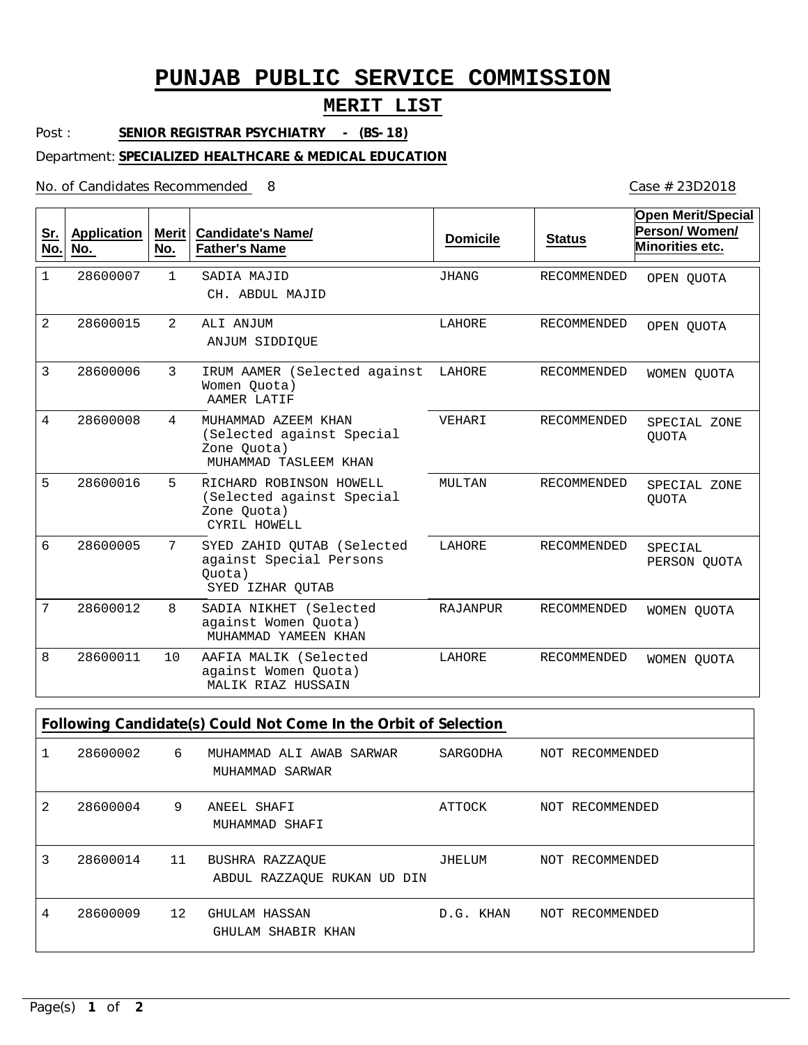# PUNJAB PUBLIC SERVICE COMMISSION

## MERIT LIST

Post : **SENIOR REGISTRAR PSYCHIATRY - (BS-18)**

Department: **SPECIALIZED HEALTHCARE & MEDICAL EDUCATION**

No. of Candidates Recommended 8

Case # 23D2018

| Sr. No. | Application No. | Merit No. | Candidate's Name/ Father's Name | Domicile | Status | Open Merit/Special Person/ Women/ Minorities etc. |
|---|---|---|---|---|---|---|
| 1 | 28600007 | 1 | SADIA MAJID<br>CH. ABDUL MAJID | JHANG | RECOMMENDED | OPEN QUOTA |
| 2 | 28600015 | 2 | ALI ANJUM<br>ANJUM SIDDIQUE | LAHORE | RECOMMENDED | OPEN QUOTA |
| 3 | 28600006 | 3 | IRUM AAMER (Selected against Women Quota)<br>AAMER LATIF | LAHORE | RECOMMENDED | WOMEN QUOTA |
| 4 | 28600008 | 4 | MUHAMMAD AZEEM KHAN (Selected against Special Zone Quota)<br>MUHAMMAD TASLEEM KHAN | VEHARI | RECOMMENDED | SPECIAL ZONE QUOTA |
| 5 | 28600016 | 5 | RICHARD ROBINSON HOWELL (Selected against Special Zone Quota)<br>CYRIL HOWELL | MULTAN | RECOMMENDED | SPECIAL ZONE QUOTA |
| 6 | 28600005 | 7 | SYED ZAHID QUTAB (Selected against Special Persons Quota)<br>SYED IZHAR QUTAB | LAHORE | RECOMMENDED | SPECIAL PERSON QUOTA |
| 7 | 28600012 | 8 | SADIA NIKHET (Selected against Women Quota)<br>MUHAMMAD YAMEEN KHAN | RAJANPUR | RECOMMENDED | WOMEN QUOTA |
| 8 | 28600011 | 10 | AAFIA MALIK (Selected against Women Quota)<br>MALIK RIAZ HUSSAIN | LAHORE | RECOMMENDED | WOMEN QUOTA |

**Following Candidate(s) Could Not Come In the Orbit of Selection**

| Sr. No. | Application No. | Merit No. | Candidate's Name/ Father's Name | Domicile | Status |
|---|---|---|---|---|---|
| 1 | 28600002 | 6 | MUHAMMAD ALI AWAB SARWAR<br>MUHAMMAD SARWAR | SARGODHA | NOT RECOMMENDED |
| 2 | 28600004 | 9 | ANEEL SHAFI<br>MUHAMMAD SHAFI | ATTOCK | NOT RECOMMENDED |
| 3 | 28600014 | 11 | BUSHRA RAZZAQUE<br>ABDUL RAZZAQUE RUKAN UD DIN | JHELUM | NOT RECOMMENDED |
| 4 | 28600009 | 12 | GHULAM HASSAN<br>GHULAM SHABIR KHAN | D.G. KHAN | NOT RECOMMENDED |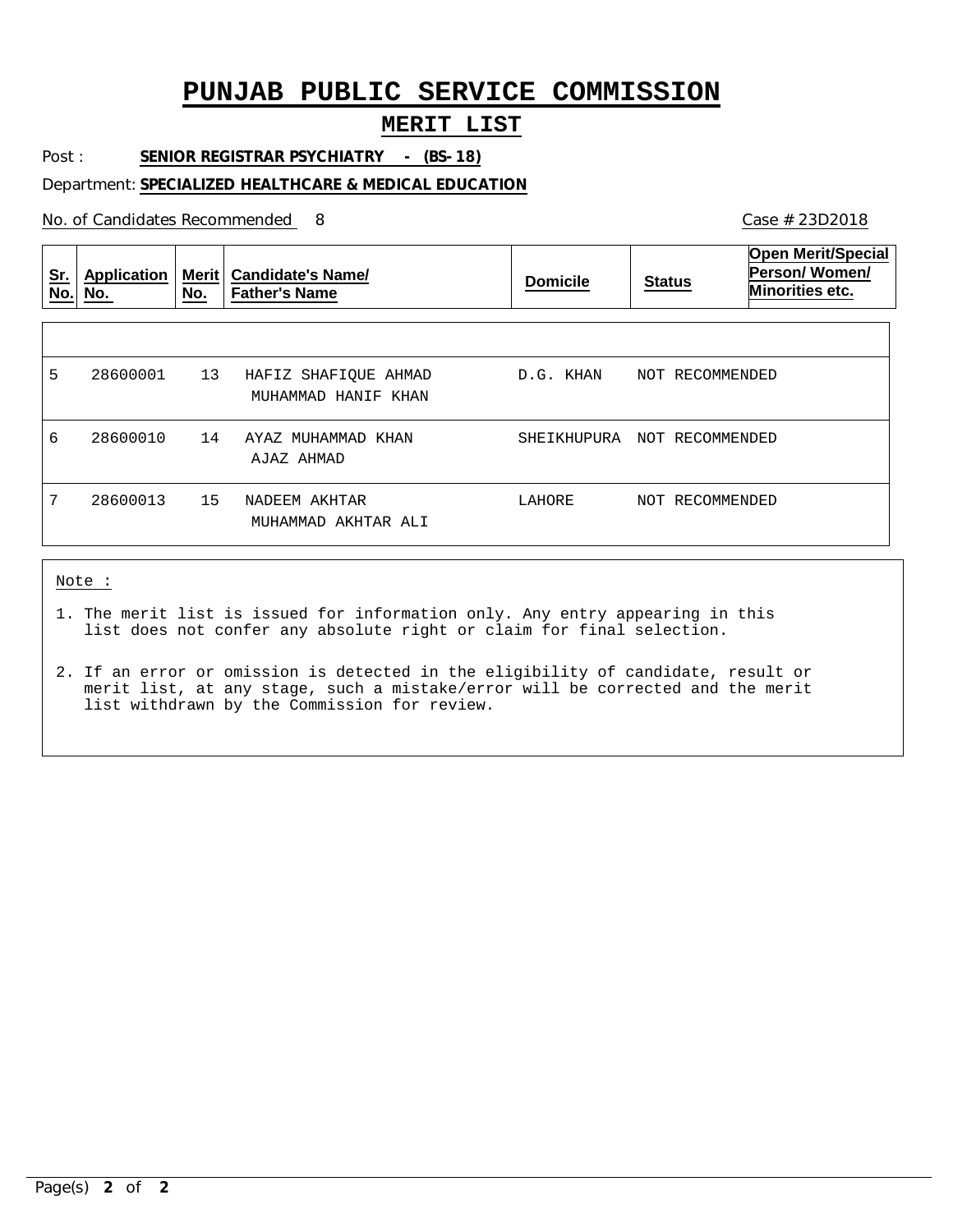# PUNJAB PUBLIC SERVICE COMMISSION

## MERIT LIST

Post : **SENIOR REGISTRAR PSYCHIATRY - (BS-18)**

Department: **SPECIALIZED HEALTHCARE & MEDICAL EDUCATION**

No. of Candidates Recommended 8

Case # 23D2018

| Sr. No. | Application No. | Merit No. | Candidate's Name/ Father's Name | Domicile | Status | Open Merit/Special Person/ Women/ Minorities etc. |
|---|---|---|---|---|---|---|
| 5 | 28600001 | 13 | HAFIZ SHAFIQUE AHMAD<br>MUHAMMAD HANIF KHAN | D.G. KHAN | NOT RECOMMENDED | |
| 6 | 28600010 | 14 | AYAZ MUHAMMAD KHAN<br>AJAZ AHMAD | SHEIKHUPURA | NOT RECOMMENDED | |
| 7 | 28600013 | 15 | NADEEM AKHTAR<br>MUHAMMAD AKHTAR ALI | LAHORE | NOT RECOMMENDED | |

Note :

1. The merit list is issued for information only. Any entry appearing in this list does not confer any absolute right or claim for final selection.
2. If an error or omission is detected in the eligibility of candidate, result or merit list, at any stage, such a mistake/error will be corrected and the merit list withdrawn by the Commission for review.